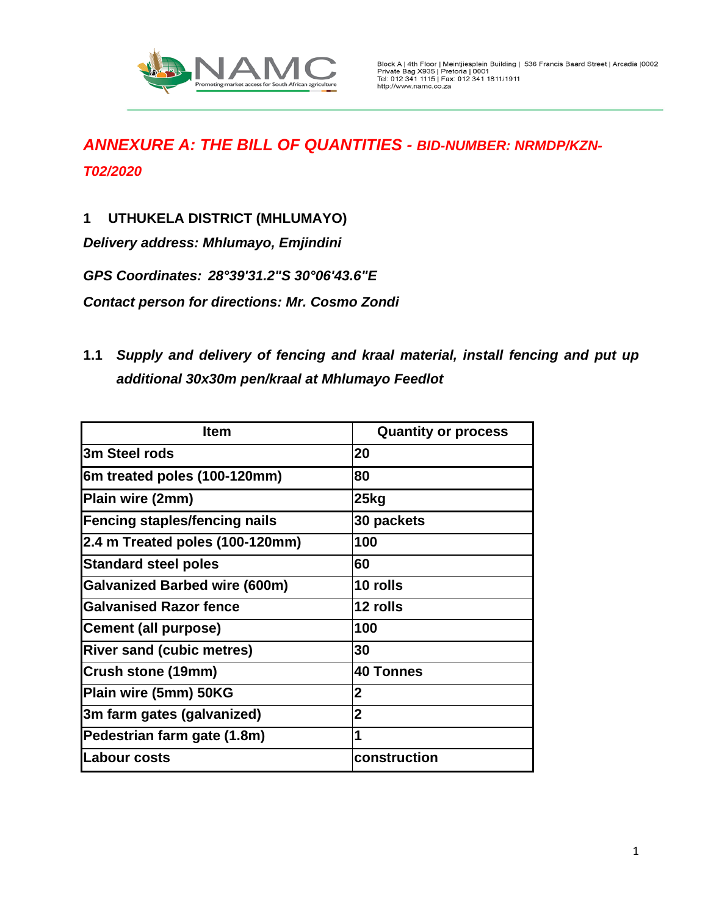# *ANNEXURE A: THE BILL OF QUANTITIES - BID-NUMBER: NRMDP/KZN-T02/2020*

## 1 UTHUKELA DISTRICT (MHLUMAYO)

***Delivery address: Mhlumayo, Emjindini***

***GPS Coordinates: 28°39'31.2"S 30°06'43.6"E***

***Contact person for directions: Mr. Cosmo Zondi***

### 1.1 *Supply and delivery of fencing and kraal material, install fencing and put up additional 30x30m pen/kraal at Mhlumayo Feedlot*

| Item | Quantity or process |
|---|---|
| 3m Steel rods | 20 |
| 6m treated poles (100-120mm) | 80 |
| Plain wire (2mm) | 25kg |
| Fencing staples/fencing nails | 30 packets |
| 2.4 m Treated poles (100-120mm) | 100 |
| Standard steel poles | 60 |
| Galvanized Barbed wire (600m) | 10 rolls |
| Galvanised Razor fence | 12 rolls |
| Cement (all purpose) | 100 |
| River sand (cubic metres) | 30 |
| Crush stone (19mm) | 40 Tonnes |
| Plain wire (5mm) 50KG | 2 |
| 3m farm gates (galvanized) | 2 |
| Pedestrian farm gate (1.8m) | 1 |
| Labour costs | construction |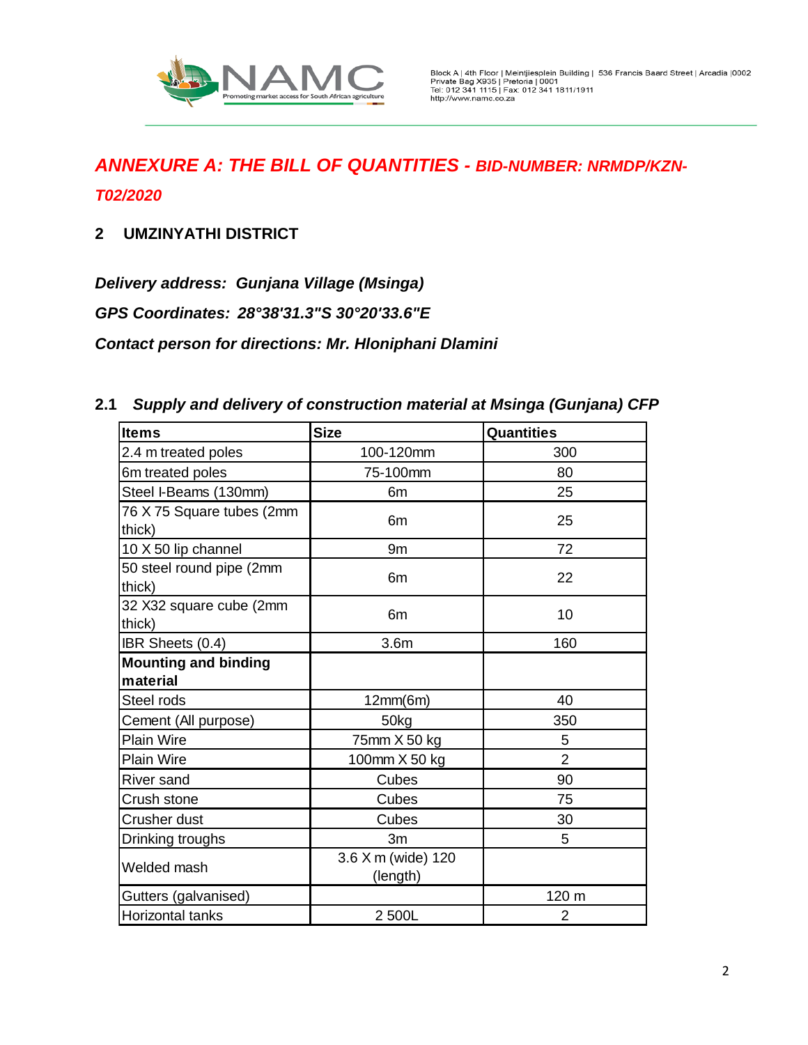## *ANNEXURE A: THE BILL OF QUANTITIES - BID-NUMBER: NRMDP/KZN-T02/2020*

### 2 UMZINYATHI DISTRICT

***Delivery address: Gunjana Village (Msinga)***

***GPS Coordinates: 28°38'31.3"S 30°20'33.6"E***

***Contact person for directions: Mr. Hloniphani Dlamini***

### 2.1 *Supply and delivery of construction material at Msinga (Gunjana) CFP*

| Items | Size | Quantities |
|---|---|---|
| 2.4 m treated poles | 100-120mm | 300 |
| 6m treated poles | 75-100mm | 80 |
| Steel I-Beams (130mm) | 6m | 25 |
| 76 X 75 Square tubes (2mm thick) | 6m | 25 |
| 10 X 50 lip channel | 9m | 72 |
| 50 steel round pipe (2mm thick) | 6m | 22 |
| 32 X32 square cube (2mm thick) | 6m | 10 |
| IBR Sheets (0.4) | 3.6m | 160 |
| **Mounting and binding material** | | |
| Steel rods | 12mm(6m) | 40 |
| Cement (All purpose) | 50kg | 350 |
| Plain Wire | 75mm X 50 kg | 5 |
| Plain Wire | 100mm X 50 kg | 2 |
| River sand | Cubes | 90 |
| Crush stone | Cubes | 75 |
| Crusher dust | Cubes | 30 |
| Drinking troughs | 3m | 5 |
| Welded mash | 3.6 X m (wide) 120 (length) | |
| Gutters (galvanised) | | 120 m |
| Horizontal tanks | 2 500L | 2 |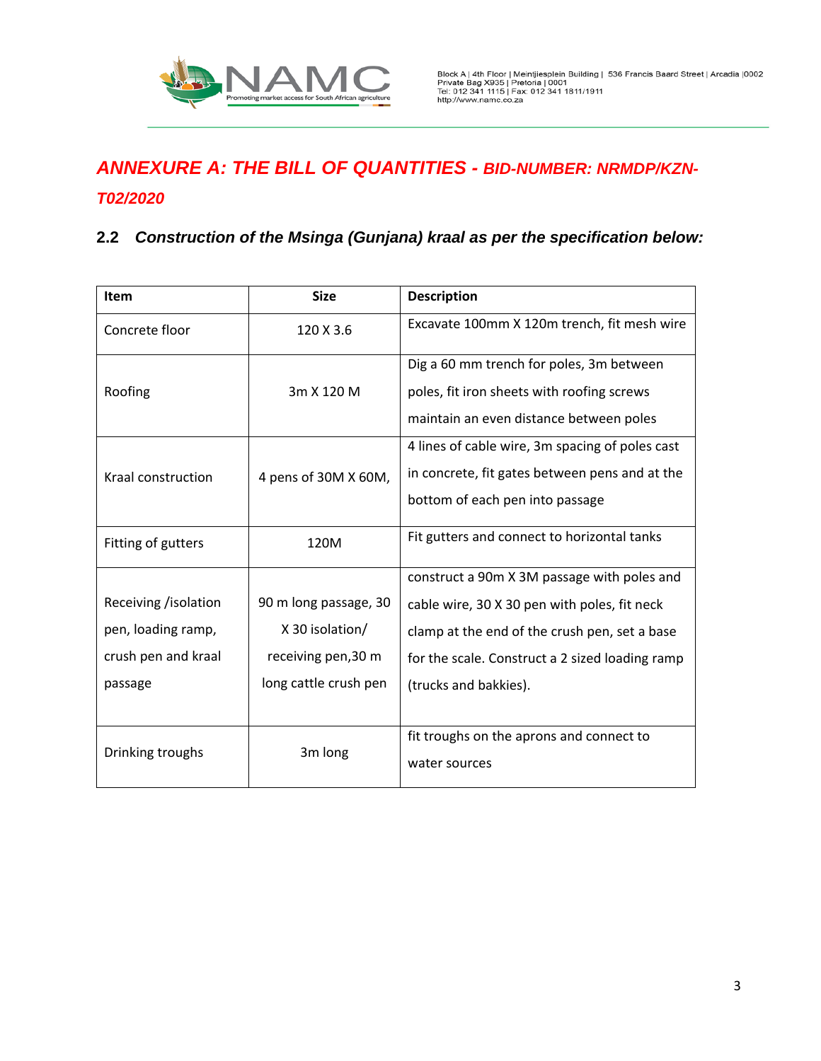## ANNEXURE A: THE BILL OF QUANTITIES - BID-NUMBER: NRMDP/KZN-T02/2020

### 2.2 Construction of the Msinga (Gunjana) kraal as per the specification below:

| Item | Size | Description |
|---|---|---|
| Concrete floor | 120 X 3.6 | Excavate 100mm X 120m trench, fit mesh wire |
| Roofing | 3m X 120 M | Dig a 60 mm trench for poles, 3m between poles, fit iron sheets with roofing screws maintain an even distance between poles |
| Kraal construction | 4 pens of 30M X 60M, | 4 lines of cable wire, 3m spacing of poles cast in concrete, fit gates between pens and at the bottom of each pen into passage |
| Fitting of gutters | 120M | Fit gutters and connect to horizontal tanks |
| Receiving /isolation pen, loading ramp, crush pen and kraal passage | 90 m long passage, 30 X 30 isolation/ receiving pen,30 m long cattle crush pen | construct a 90m X 3M passage with poles and cable wire, 30 X 30 pen with poles, fit neck clamp at the end of the crush pen, set a base for the scale. Construct a 2 sized loading ramp (trucks and bakkies). |
| Drinking troughs | 3m long | fit troughs on the aprons and connect to water sources |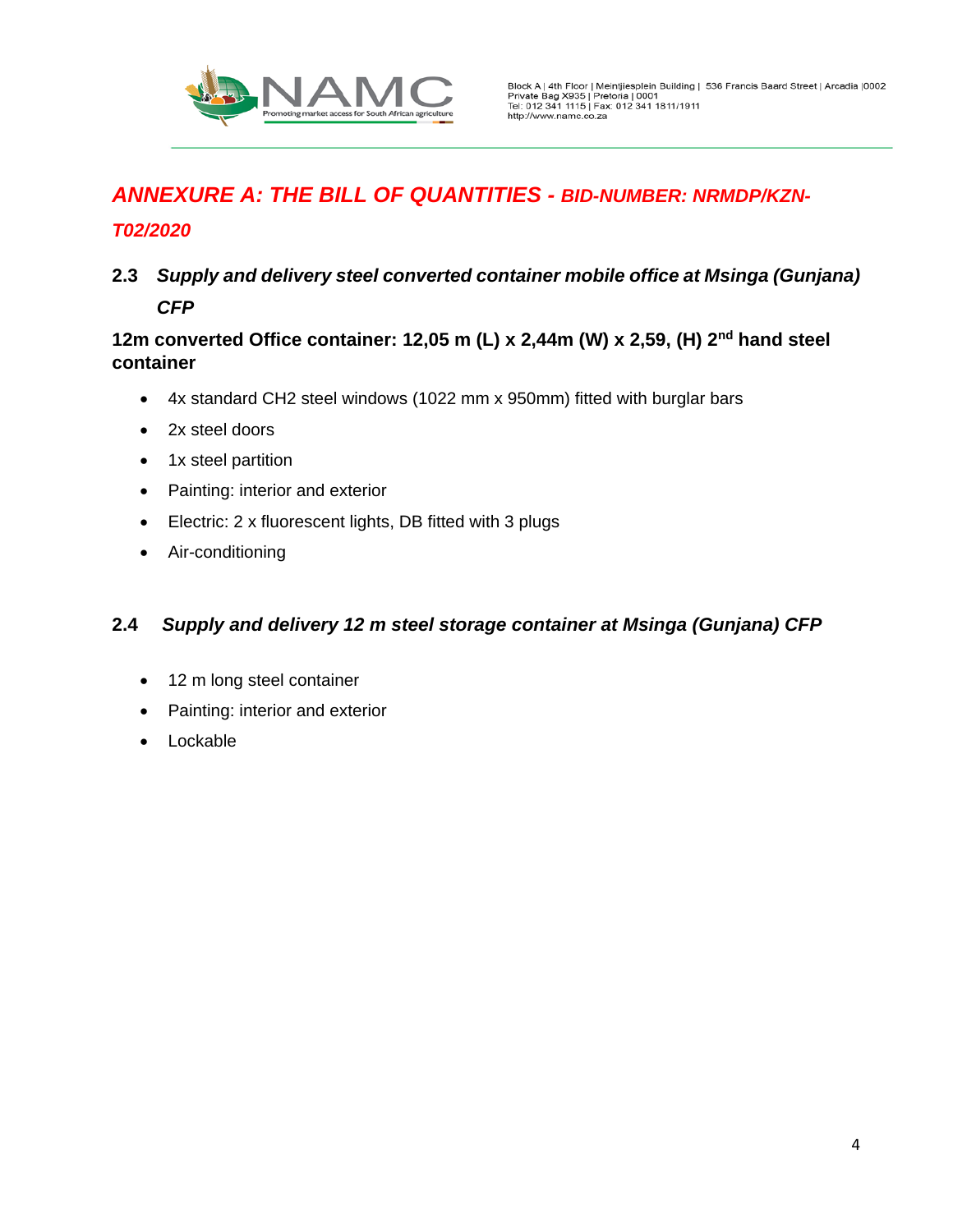## *ANNEXURE A: THE BILL OF QUANTITIES - BID-NUMBER: NRMDP/KZN-T02/2020*

### 2.3 *Supply and delivery steel converted container mobile office at Msinga (Gunjana) CFP*

**12m converted Office container: 12,05 m (L) x 2,44m (W) x 2,59, (H) 2$^{nd}$ hand steel container**

- 4x standard CH2 steel windows (1022 mm x 950mm) fitted with burglar bars
- 2x steel doors
- 1x steel partition
- Painting: interior and exterior
- Electric: 2 x fluorescent lights, DB fitted with 3 plugs
- Air-conditioning

### 2.4 *Supply and delivery 12 m steel storage container at Msinga (Gunjana) CFP*

- 12 m long steel container
- Painting: interior and exterior
- Lockable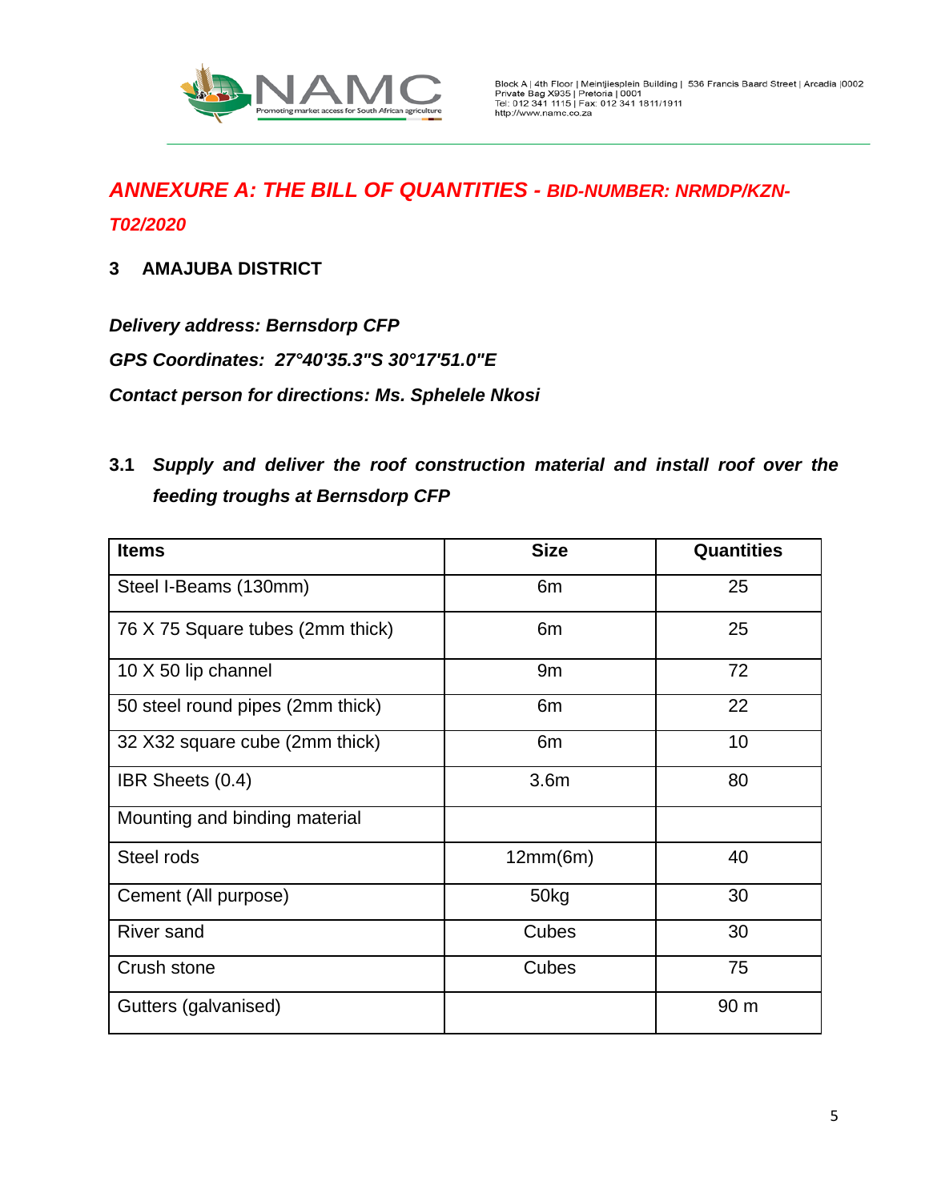## *ANNEXURE A: THE BILL OF QUANTITIES - BID-NUMBER: NRMDP/KZN-T02/2020*

### 3 AMAJUBA DISTRICT

***Delivery address: Bernsdorp CFP***

***GPS Coordinates: 27°40'35.3"S 30°17'51.0"E***

***Contact person for directions: Ms. Sphelele Nkosi***

**3.1 *Supply and deliver the roof construction material and install roof over the feeding troughs at Bernsdorp CFP***

| Items | Size | Quantities |
|---|---|---|
| Steel I-Beams (130mm) | 6m | 25 |
| 76 X 75 Square tubes (2mm thick) | 6m | 25 |
| 10 X 50 lip channel | 9m | 72 |
| 50 steel round pipes (2mm thick) | 6m | 22 |
| 32 X32 square cube (2mm thick) | 6m | 10 |
| IBR Sheets (0.4) | 3.6m | 80 |
| Mounting and binding material | | |
| Steel rods | 12mm(6m) | 40 |
| Cement (All purpose) | 50kg | 30 |
| River sand | Cubes | 30 |
| Crush stone | Cubes | 75 |
| Gutters (galvanised) | | 90 m |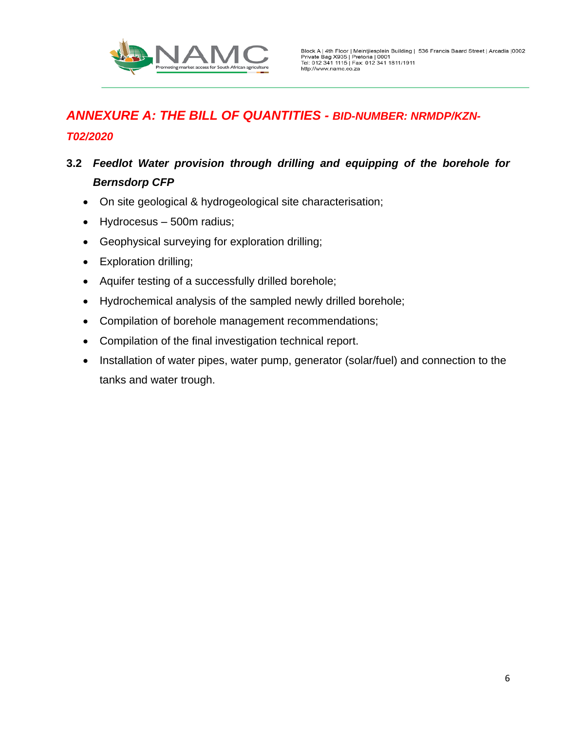## *ANNEXURE A: THE BILL OF QUANTITIES - BID-NUMBER: NRMDP/KZN-T02/2020*

### 3.2 *Feedlot Water provision through drilling and equipping of the borehole for Bernsdorp CFP*

- On site geological & hydrogeological site characterisation;
- Hydrocesus – 500m radius;
- Geophysical surveying for exploration drilling;
- Exploration drilling;
- Aquifer testing of a successfully drilled borehole;
- Hydrochemical analysis of the sampled newly drilled borehole;
- Compilation of borehole management recommendations;
- Compilation of the final investigation technical report.
- Installation of water pipes, water pump, generator (solar/fuel) and connection to the tanks and water trough.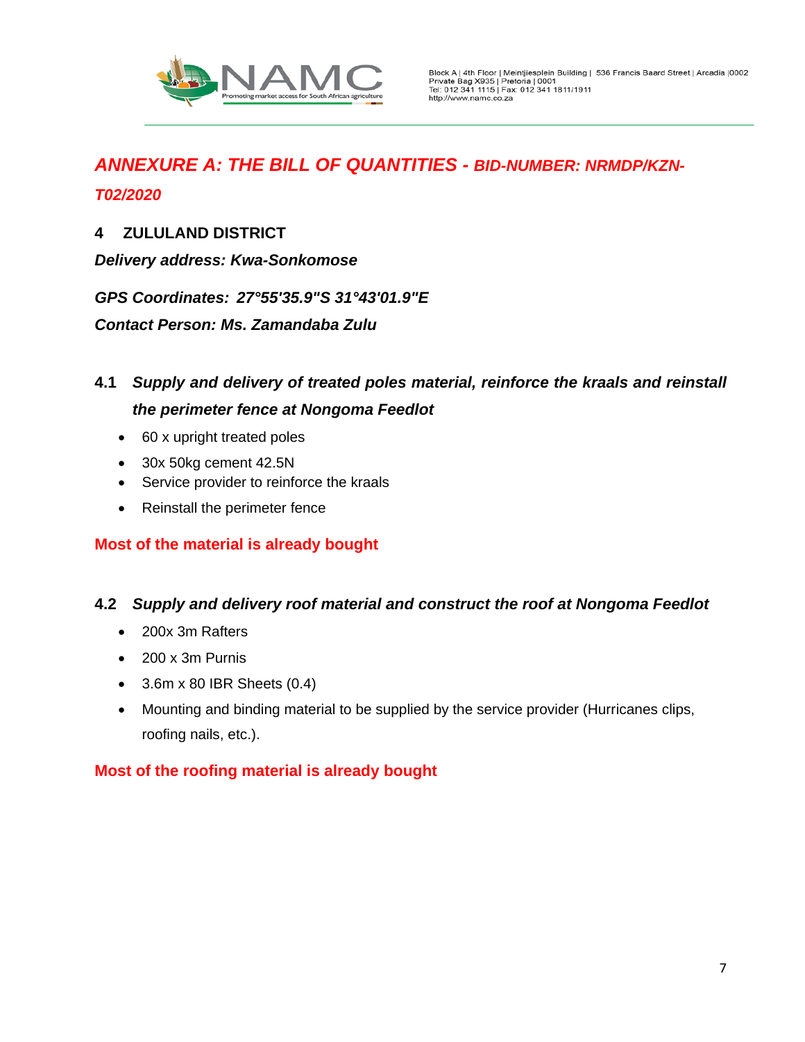## *ANNEXURE A: THE BILL OF QUANTITIES - BID-NUMBER: NRMDP/KZN-T02/2020*

### 4 ZULULAND DISTRICT

***Delivery address: Kwa-Sonkomose***

***GPS Coordinates: 27°55'35.9"S 31°43'01.9"E***

***Contact Person: Ms. Zamandaba Zulu***

#### 4.1 *Supply and delivery of treated poles material, reinforce the kraals and reinstall the perimeter fence at Nongoma Feedlot*

- 60 x upright treated poles
- 30x 50kg cement 42.5N
- Service provider to reinforce the kraals
- Reinstall the perimeter fence

**Most of the material is already bought**

#### 4.2 *Supply and delivery roof material and construct the roof at Nongoma Feedlot*

- 200x 3m Rafters
- 200 x 3m Purnis
- 3.6m x 80 IBR Sheets (0.4)
- Mounting and binding material to be supplied by the service provider (Hurricanes clips, roofing nails, etc.).

**Most of the roofing material is already bought**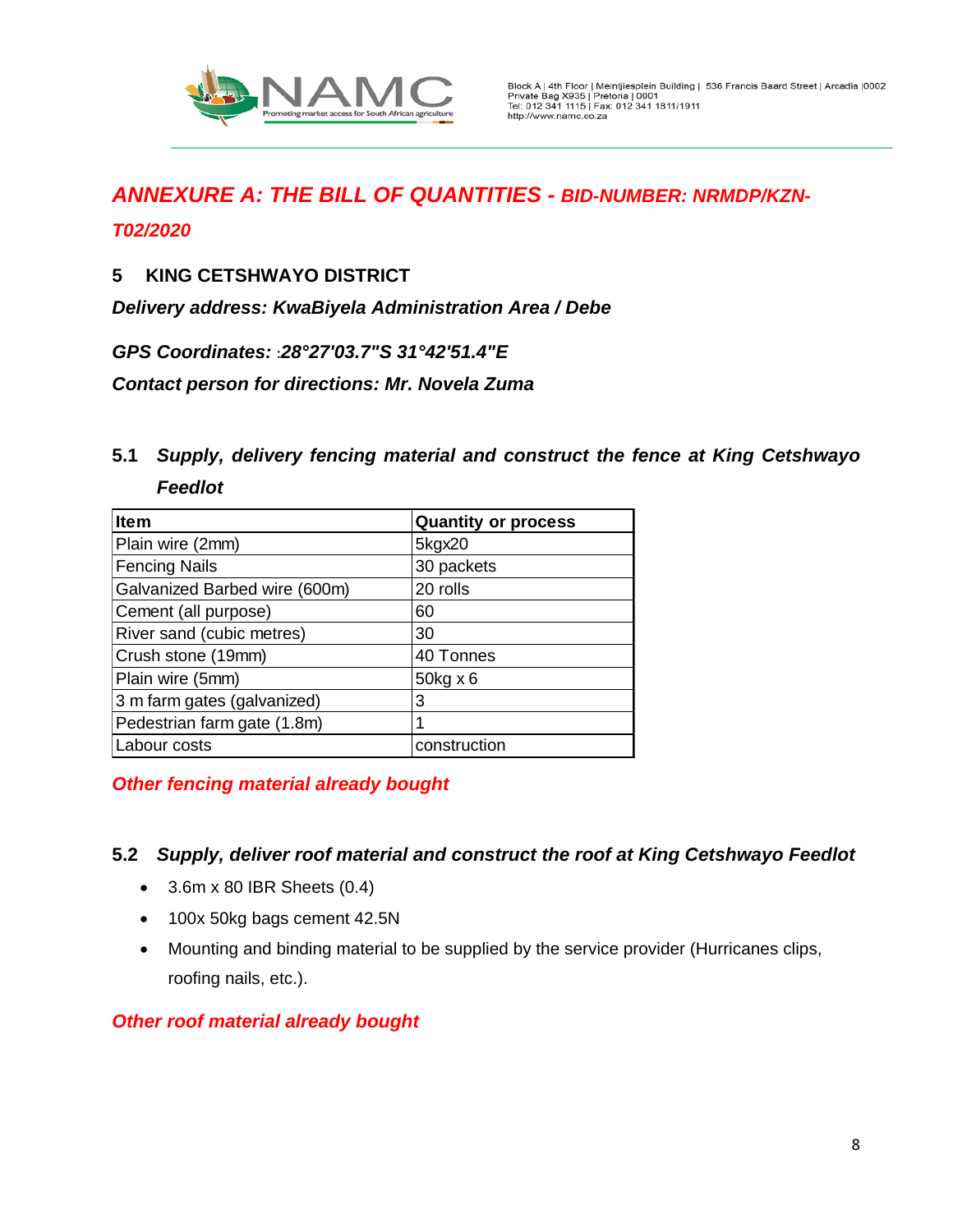## *ANNEXURE A: THE BILL OF QUANTITIES - BID-NUMBER: NRMDP/KZN-T02/2020*

### 5 KING CETSHWAYO DISTRICT

***Delivery address: KwaBiyela Administration Area / Debe***

***GPS Coordinates: :28°27'03.7"S 31°42'51.4"E***

***Contact person for directions: Mr. Novela Zuma***

#### 5.1 *Supply, delivery fencing material and construct the fence at King Cetshwayo Feedlot*

| Item | Quantity or process |
|---|---|
| Plain wire (2mm) | 5kgx20 |
| Fencing Nails | 30 packets |
| Galvanized Barbed wire (600m) | 20 rolls |
| Cement (all purpose) | 60 |
| River sand (cubic metres) | 30 |
| Crush stone (19mm) | 40 Tonnes |
| Plain wire (5mm) | 50kg x 6 |
| 3 m farm gates (galvanized) | 3 |
| Pedestrian farm gate (1.8m) | 1 |
| Labour costs | construction |

***Other fencing material already bought***

#### 5.2 *Supply, deliver roof material and construct the roof at King Cetshwayo Feedlot*

- 3.6m x 80 IBR Sheets (0.4)
- 100x 50kg bags cement 42.5N
- Mounting and binding material to be supplied by the service provider (Hurricanes clips, roofing nails, etc.).

***Other roof material already bought***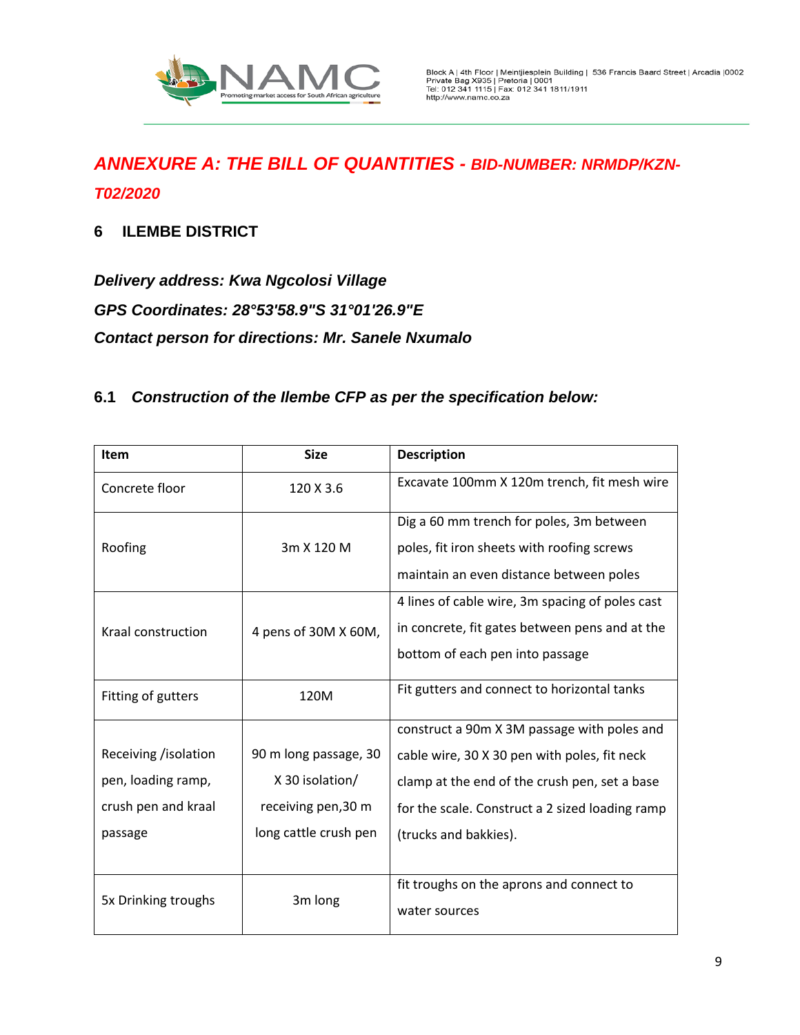## *ANNEXURE A: THE BILL OF QUANTITIES - BID-NUMBER: NRMDP/KZN-T02/2020*

### 6 ILEMBE DISTRICT

***Delivery address: Kwa Ngcolosi Village***

***GPS Coordinates: 28°53'58.9"S 31°01'26.9"E***

***Contact person for directions: Mr. Sanele Nxumalo***

### 6.1 *Construction of the Ilembe CFP as per the specification below:*

| Item | Size | Description |
|---|---|---|
| Concrete floor | 120 X 3.6 | Excavate 100mm X 120m trench, fit mesh wire |
| Roofing | 3m X 120 M | Dig a 60 mm trench for poles, 3m between poles, fit iron sheets with roofing screws maintain an even distance between poles |
| Kraal construction | 4 pens of 30M X 60M, | 4 lines of cable wire, 3m spacing of poles cast in concrete, fit gates between pens and at the bottom of each pen into passage |
| Fitting of gutters | 120M | Fit gutters and connect to horizontal tanks |
| Receiving /isolation pen, loading ramp, crush pen and kraal passage | 90 m long passage, 30 X 30 isolation/ receiving pen,30 m long cattle crush pen | construct a 90m X 3M passage with poles and cable wire, 30 X 30 pen with poles, fit neck clamp at the end of the crush pen, set a base for the scale. Construct a 2 sized loading ramp (trucks and bakkies). |
| 5x Drinking troughs | 3m long | fit troughs on the aprons and connect to water sources |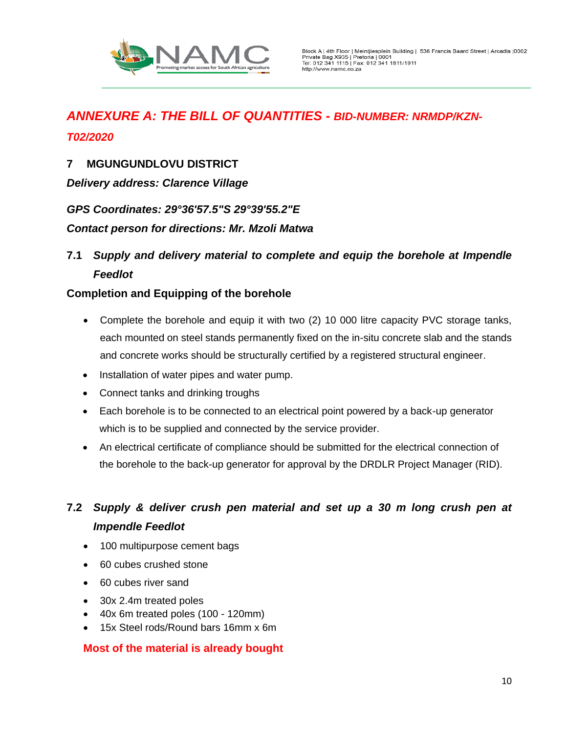## *ANNEXURE A: THE BILL OF QUANTITIES - BID-NUMBER: NRMDP/KZN-T02/2020*

### 7 MGUNGUNDLOVU DISTRICT

***Delivery address: Clarence Village***

***GPS Coordinates: 29°36'57.5"S 29°39'55.2"E***

***Contact person for directions: Mr. Mzoli Matwa***

### 7.1 *Supply and delivery material to complete and equip the borehole at Impendle Feedlot*

**Completion and Equipping of the borehole**

- Complete the borehole and equip it with two (2) 10 000 litre capacity PVC storage tanks, each mounted on steel stands permanently fixed on the in-situ concrete slab and the stands and concrete works should be structurally certified by a registered structural engineer.
- Installation of water pipes and water pump.
- Connect tanks and drinking troughs
- Each borehole is to be connected to an electrical point powered by a back-up generator which is to be supplied and connected by the service provider.
- An electrical certificate of compliance should be submitted for the electrical connection of the borehole to the back-up generator for approval by the DRDLR Project Manager (RID).

### 7.2 *Supply & deliver crush pen material and set up a 30 m long crush pen at Impendle Feedlot*

- 100 multipurpose cement bags
- 60 cubes crushed stone
- 60 cubes river sand
- 30x 2.4m treated poles
- 40x 6m treated poles (100 - 120mm)
- 15x Steel rods/Round bars 16mm x 6m

**Most of the material is already bought**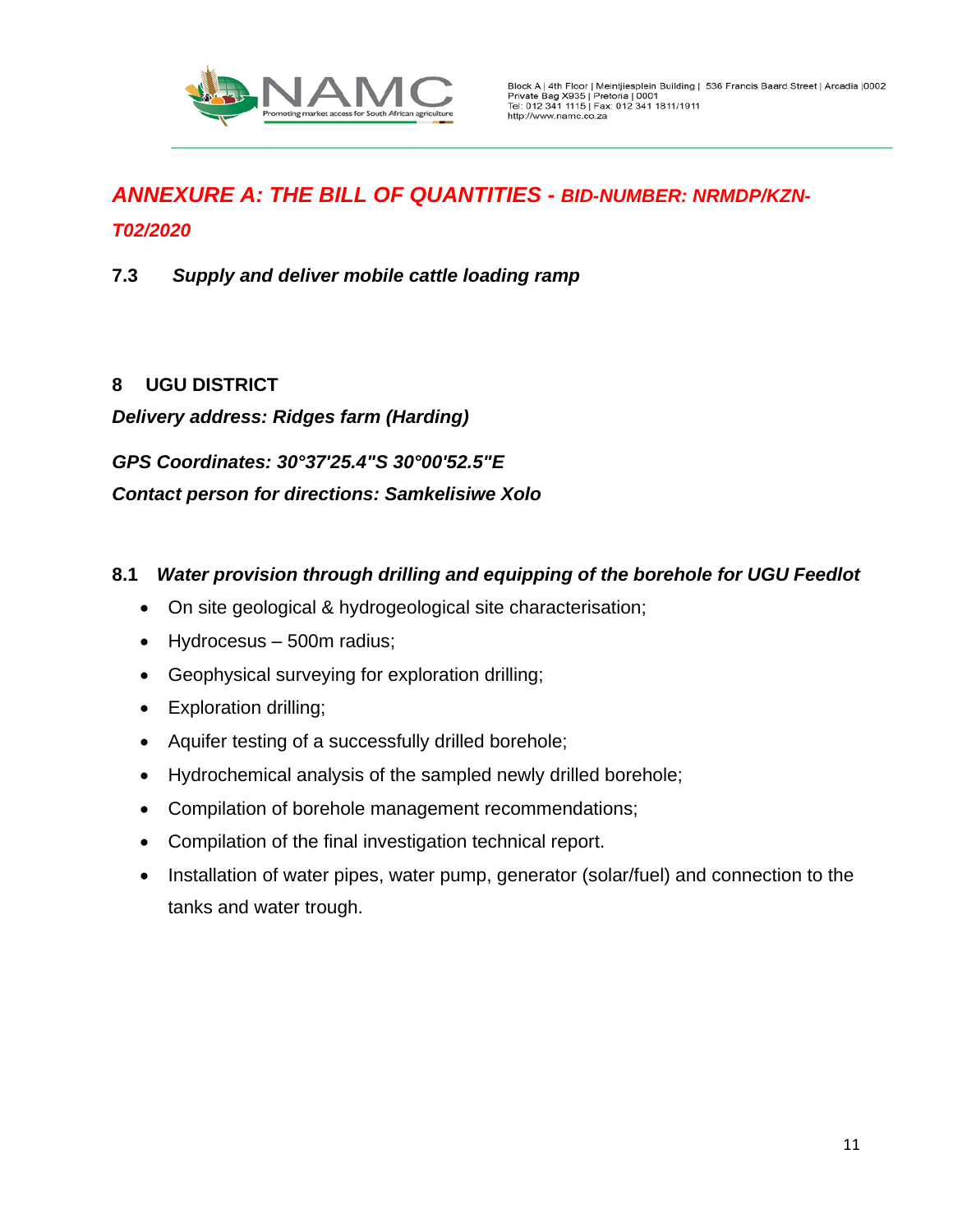## *ANNEXURE A: THE BILL OF QUANTITIES - BID-NUMBER: NRMDP/KZN-T02/2020*

**7.3 *Supply and deliver mobile cattle loading ramp***

### 8 UGU DISTRICT

***Delivery address: Ridges farm (Harding)***

***GPS Coordinates: 30°37'25.4"S 30°00'52.5"E***

***Contact person for directions: Samkelisiwe Xolo***

**8.1 *Water provision through drilling and equipping of the borehole for UGU Feedlot***

- On site geological & hydrogeological site characterisation;
- Hydrocesus – 500m radius;
- Geophysical surveying for exploration drilling;
- Exploration drilling;
- Aquifer testing of a successfully drilled borehole;
- Hydrochemical analysis of the sampled newly drilled borehole;
- Compilation of borehole management recommendations;
- Compilation of the final investigation technical report.
- Installation of water pipes, water pump, generator (solar/fuel) and connection to the tanks and water trough.